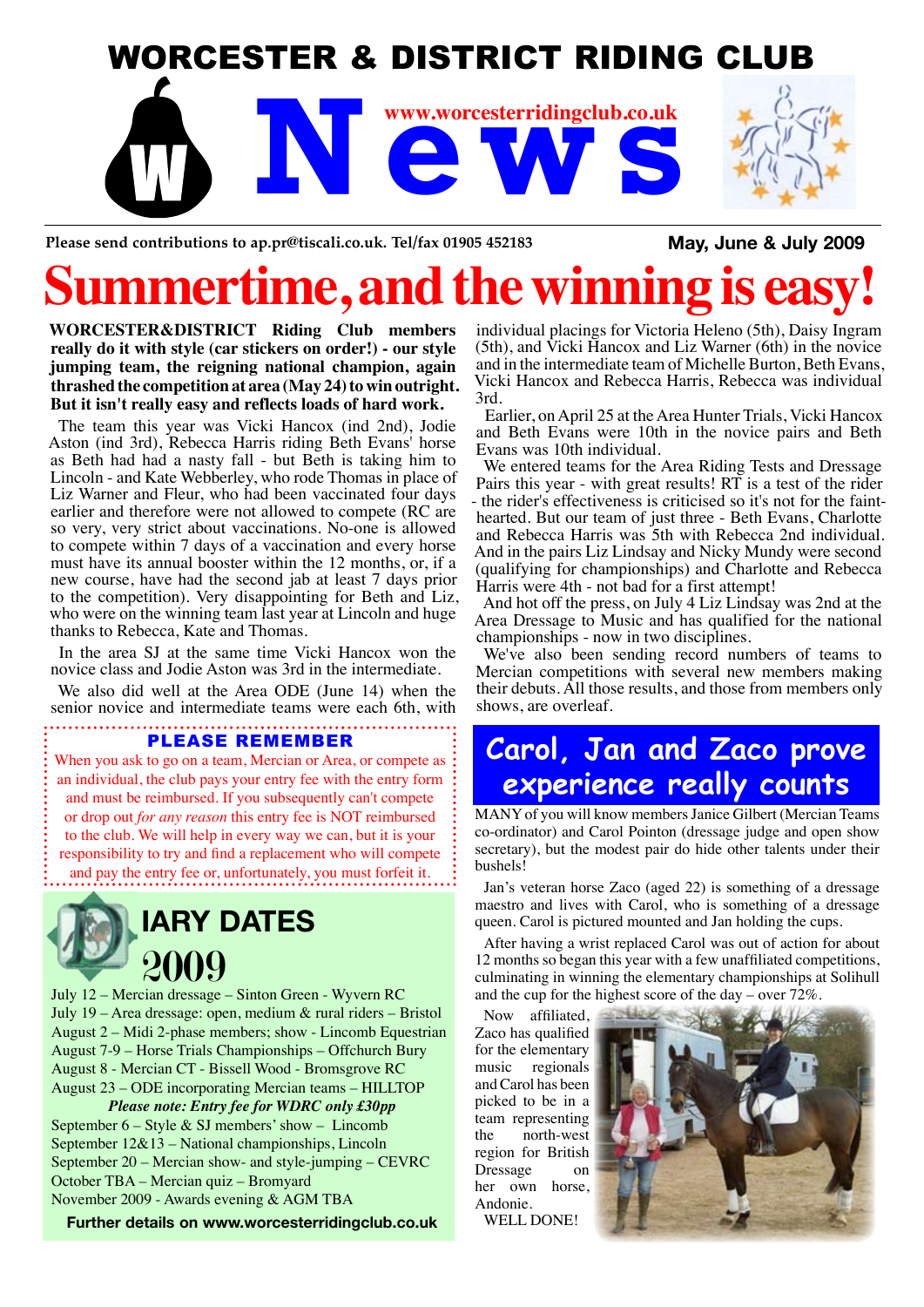# WORCESTER & DISTRICT RIDING CLUB

# News

www.worcesterridingclub.co.uk

**Please send contributions to ap.pr@tiscali.co.uk. Tel/fax 01905 452183**

**May, June & July 2009**

# Summertime, and the winning is easy!

**WORCESTER&DISTRICT Riding Club members really do it with style (car stickers on order!) - our style jumping team, the reigning national champion, again thrashed the competition at area (May 24) to win outright. But it isn't really easy and reflects loads of hard work.**

The team this year was Vicki Hancox (ind 2nd), Jodie Aston (ind 3rd), Rebecca Harris riding Beth Evans' horse as Beth had had a nasty fall - but Beth is taking him to Lincoln - and Kate Webberley, who rode Thomas in place of Liz Warner and Fleur, who had been vaccinated four days earlier and therefore were not allowed to compete (RC are so very, very strict about vaccinations. No-one is allowed to compete within 7 days of a vaccination and every horse must have its annual booster within the 12 months, or, if a new course, have had the second jab at least 7 days prior to the competition). Very disappointing for Beth and Liz, who were on the winning team last year at Lincoln and huge thanks to Rebecca, Kate and Thomas.

In the area SJ at the same time Vicki Hancox won the novice class and Jodie Aston was 3rd in the intermediate.

We also did well at the Area ODE (June 14) when the senior novice and intermediate teams were each 6th, with individual placings for Victoria Heleno (5th), Daisy Ingram (5th), and Vicki Hancox and Liz Warner (6th) in the novice and in the intermediate team of Michelle Burton, Beth Evans, Vicki Hancox and Rebecca Harris, Rebecca was individual 3rd.

Earlier, on April 25 at the Area Hunter Trials, Vicki Hancox and Beth Evans were 10th in the novice pairs and Beth Evans was 10th individual.

We entered teams for the Area Riding Tests and Dressage Pairs this year - with great results! RT is a test of the rider - the rider's effectiveness is criticised so it's not for the faint-hearted. But our team of just three - Beth Evans, Charlotte and Rebecca Harris was 5th with Rebecca 2nd individual. And in the pairs Liz Lindsay and Nicky Mundy were second (qualifying for championships) and Charlotte and Rebecca Harris were 4th - not bad for a first attempt!

And hot off the press, on July 4 Liz Lindsay was 2nd at the Area Dressage to Music and has qualified for the national championships - now in two disciplines.

We've also been sending record numbers of teams to Mercian competitions with several new members making their debuts. All those results, and those from members only shows, are overleaf.

## PLEASE REMEMBER

When you ask to go on a team, Mercian or Area, or compete as an individual, the club pays your entry fee with the entry form and must be reimbursed. If you subsequently can't compete or drop out *for any reason* this entry fee is NOT reimbursed to the club. We will help in every way we can, but it is your responsibility to try and find a replacement who will compete and pay the entry fee or, unfortunately, you must forfeit it.

## DIARY DATES 2009

- July 12 – Mercian dressage – Sinton Green - Wyvern RC
- July 19 – Area dressage: open, medium & rural riders – Bristol
- August 2 – Midi 2-phase members; show - Lincomb Equestrian
- August 7-9 – Horse Trials Championships – Offchurch Bury
- August 8 - Mercian CT - Bissell Wood - Bromsgrove RC
- August 23 – ODE incorporating Mercian teams – HILLTOP

***Please note: Entry fee for WDRC only £30pp***

- September 6 – Style & SJ members' show – Lincomb
- September 12&13 – National championships, Lincoln
- September 20 – Mercian show- and style-jumping – CEVRC
- October TBA – Mercian quiz – Bromyard
- November 2009 - Awards evening & AGM TBA

**Further details on www.worcesterridingclub.co.uk**

## Carol, Jan and Zaco prove experience really counts

MANY of you will know members Janice Gilbert (Mercian Teams co-ordinator) and Carol Pointon (dressage judge and open show secretary), but the modest pair do hide other talents under their bushels!

Jan's veteran horse Zaco (aged 22) is something of a dressage maestro and lives with Carol, who is something of a dressage queen. Carol is pictured mounted and Jan holding the cups.

After having a wrist replaced Carol was out of action for about 12 months so began this year with a few unaffiliated competitions, culminating in winning the elementary championships at Solihull and the cup for the highest score of the day – over 72%.

Now affiliated, Zaco has qualified for the elementary music regionals and Carol has been picked to be in a team representing the north-west region for British Dressage on her own horse, Andonie.

WELL DONE!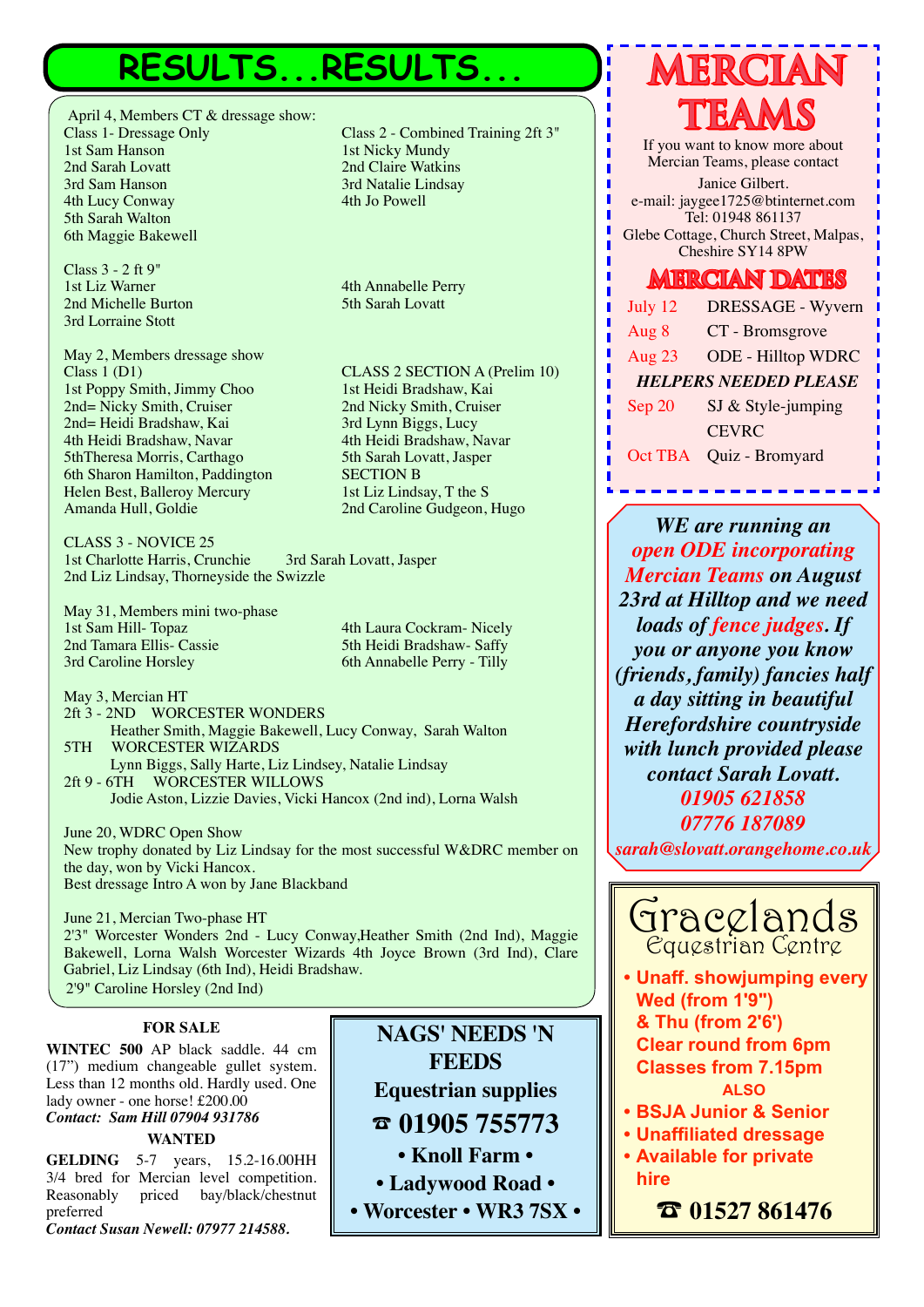# RESULTS...RESULTS...

April 4, Members CT & dressage show:

Class 1- Dressage Only
1st Sam Hanson
2nd Sarah Lovatt
3rd Sam Hanson
4th Lucy Conway
5th Sarah Walton
6th Maggie Bakewell

Class 2 - Combined Training 2ft 3"
1st Nicky Mundy
2nd Claire Watkins
3rd Natalie Lindsay
4th Jo Powell

Class 3 - 2 ft 9"
1st Liz Warner
2nd Michelle Burton
3rd Lorraine Stott
4th Annabelle Perry
5th Sarah Lovatt

May 2, Members dressage show

Class 1 (D1)
1st Poppy Smith, Jimmy Choo
2nd= Nicky Smith, Cruiser
2nd= Heidi Bradshaw, Kai
4th Heidi Bradshaw, Navar
5thTheresa Morris, Carthago
6th Sharon Hamilton, Paddington
Helen Best, Balleroy Mercury
Amanda Hull, Goldie

CLASS 2 SECTION A (Prelim 10)
1st Heidi Bradshaw, Kai
2nd Nicky Smith, Cruiser
3rd Lynn Biggs, Lucy
4th Heidi Bradshaw, Navar
5th Sarah Lovatt, Jasper

SECTION B
1st Liz Lindsay, T the S
2nd Caroline Gudgeon, Hugo

CLASS 3 - NOVICE 25
1st Charlotte Harris, Crunchie
2nd Liz Lindsay, Thorneyside the Swizzle
3rd Sarah Lovatt, Jasper

May 31, Members mini two-phase
1st Sam Hill- Topaz
2nd Tamara Ellis- Cassie
3rd Caroline Horsley
4th Laura Cockram- Nicely
5th Heidi Bradshaw- Saffy
6th Annabelle Perry - Tilly

May 3, Mercian HT
2ft 3 - 2ND WORCESTER WONDERS
Heather Smith, Maggie Bakewell, Lucy Conway, Sarah Walton
5TH WORCESTER WIZARDS
Lynn Biggs, Sally Harte, Liz Lindsey, Natalie Lindsay
2ft 9 - 6TH WORCESTER WILLOWS
Jodie Aston, Lizzie Davies, Vicki Hancox (2nd ind), Lorna Walsh

June 20, WDRC Open Show
New trophy donated by Liz Lindsay for the most successful W&DRC member on the day, won by Vicki Hancox.
Best dressage Intro A won by Jane Blackband

June 21, Mercian Two-phase HT
2'3" Worcester Wonders 2nd - Lucy Conway,Heather Smith (2nd Ind), Maggie Bakewell, Lorna Walsh Worcester Wizards 4th Joyce Brown (3rd Ind), Clare Gabriel, Liz Lindsay (6th Ind), Heidi Bradshaw.
2'9" Caroline Horsley (2nd Ind)

### FOR SALE

**WINTEC 500** AP black saddle. 44 cm (17") medium changeable gullet system. Less than 12 months old. Hardly used. One lady owner - one horse! £200.00
***Contact: Sam Hill 07904 931786***

### WANTED

**GELDING** 5-7 years, 15.2-16.00HH 3/4 bred for Mercian level competition. Reasonably priced bay/black/chestnut preferred
***Contact Susan Newell: 07977 214588.***

**NAGS' NEEDS 'N FEEDS**
**Equestrian supplies**
**☎ 01905 755773**
**• Knoll Farm •**
**• Ladywood Road •**
**• Worcester • WR3 7SX •**

# MERCIAN TEAMS

If you want to know more about Mercian Teams, please contact
Janice Gilbert.
e-mail: jaygee1725@btinternet.com
Tel: 01948 861137
Glebe Cottage, Church Street, Malpas, Cheshire SY14 8PW

## MERCIAN DATES

| | |
|---|---|
| July 12 | DRESSAGE - Wyvern |
| Aug 8 | CT - Bromsgrove |
| Aug 23 | ODE - Hilltop WDRC |
| *HELPERS NEEDED PLEASE* | |
| Sep 20 | SJ & Style-jumping CEVRC |
| Oct TBA | Quiz - Bromyard |

***WE are running an open ODE incorporating Mercian Teams on August 23rd at Hilltop and we need loads of fence judges. If you or anyone you know (friends, family) fancies half a day sitting in beautiful Herefordshire countryside with lunch provided please contact Sarah Lovatt.***
***01905 621858***
***07776 187089***
***sarah@slovatt.orangehome.co.uk***

# Gracelands
## Equestrian Centre

- **Unaff. showjumping every Wed (from 1'9") & Thu (from 2'6')**
  **Clear round from 6pm**
  **Classes from 7.15pm**
  **ALSO**
- **BSJA Junior & Senior**
- **Unaffiliated dressage**
- **Available for private hire**

**☎ 01527 861476**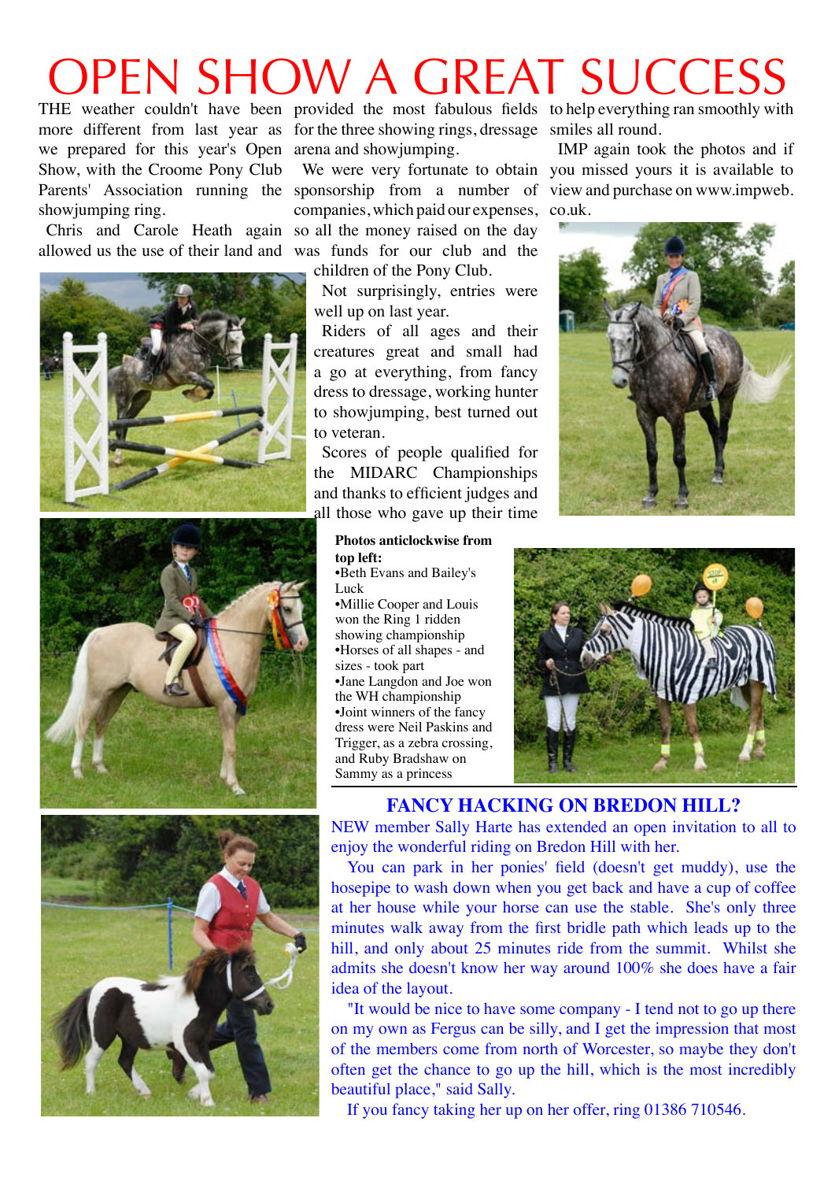# OPEN SHOW A GREAT SUCCESS

THE weather couldn't have been more different from last year as we prepared for this year's Open Show, with the Croome Pony Club Parents' Association running the showjumping ring.

Chris and Carole Heath again allowed us the use of their land and provided the most fabulous fields for the three showing rings, dressage arena and showjumping.

We were very fortunate to obtain sponsorship from a number of companies, which paid our expenses, so all the money raised on the day was funds for our club and the children of the Pony Club.

Not surprisingly, entries were well up on last year.

Riders of all ages and their creatures great and small had a go at everything, from fancy dress to dressage, working hunter to showjumping, best turned out to veteran.

Scores of people qualified for the MIDARC Championships and thanks to efficient judges and all those who gave up their time to help everything ran smoothly with smiles all round.

IMP again took the photos and if you missed yours it is available to view and purchase on www.impweb.co.uk.

**Photos anticlockwise from top left:**

- Beth Evans and Bailey's Luck
- Millie Cooper and Louis won the Ring 1 ridden showing championship
- Horses of all shapes - and sizes - took part
- Jane Langdon and Joe won the WH championship
- Joint winners of the fancy dress were Neil Paskins and Trigger, as a zebra crossing, and Ruby Bradshaw on Sammy as a princess

## FANCY HACKING ON BREDON HILL?

NEW member Sally Harte has extended an open invitation to all to enjoy the wonderful riding on Bredon Hill with her.

You can park in her ponies' field (doesn't get muddy), use the hosepipe to wash down when you get back and have a cup of coffee at her house while your horse can use the stable. She's only three minutes walk away from the first bridle path which leads up to the hill, and only about 25 minutes ride from the summit. Whilst she admits she doesn't know her way around 100% she does have a fair idea of the layout.

"It would be nice to have some company - I tend not to go up there on my own as Fergus can be silly, and I get the impression that most of the members come from north of Worcester, so maybe they don't often get the chance to go up the hill, which is the most incredibly beautiful place," said Sally.

If you fancy taking her up on her offer, ring 01386 710546.